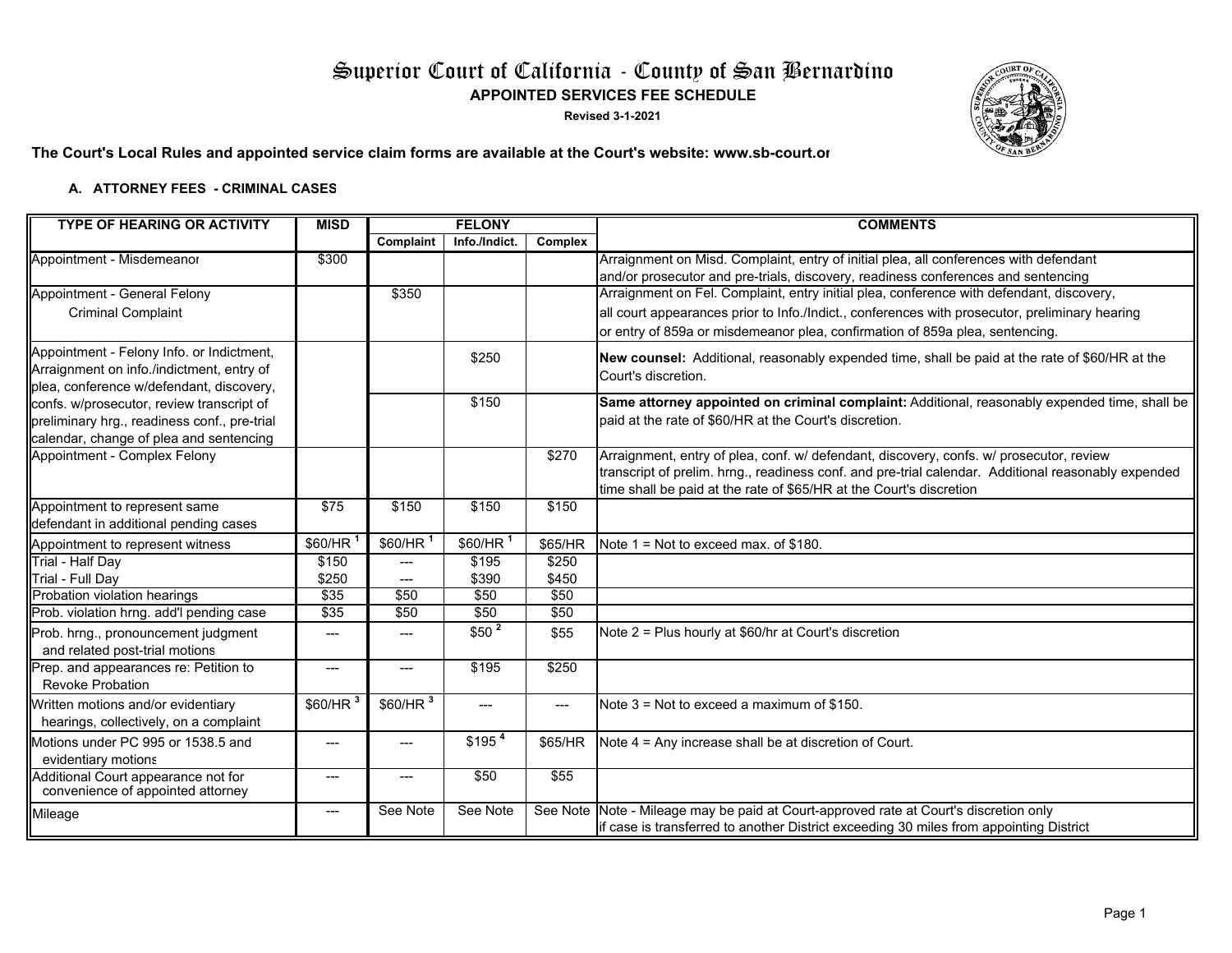# Superior Court of California - County of San Bernardino

**APPOINTED SERVICES FEE SCHEDULE**

**Revised 3-1-2021**

**The Court's Local Rules and appointed service claim forms are available at the Court's website: www.sb-court.or**

### A. ATTORNEY FEES - CRIMINAL CASES

| TYPE OF HEARING OR ACTIVITY | MISD | FELONY | | | COMMENTS |
|---|---|---|---|---|---|
| | | Complaint | Info./Indict. | Complex | |
| Appointment - Misdemeanor | $300 | | | | Arraignment on Misd. Complaint, entry of initial plea, all conferences with defendant and/or prosecutor and pre-trials, discovery, readiness conferences and sentencing |
| Appointment - General Felony Criminal Complaint | | $350 | | | Arraignment on Fel. Complaint, entry initial plea, conference with defendant, discovery, all court appearances prior to Info./Indict., conferences with prosecutor, preliminary hearing or entry of 859a or misdemeanor plea, confirmation of 859a plea, sentencing. |
| Appointment - Felony Info. or Indictment, Arraignment on info./indictment, entry of plea, conference w/defendant, discovery, confs. w/prosecutor, review transcript of preliminary hrg., readiness conf., pre-trial calendar, change of plea and sentencing | | | $250 | | **New counsel:** Additional, reasonably expended time, shall be paid at the rate of $60/HR at the Court's discretion. |
| | | | $150 | | **Same attorney appointed on criminal complaint:** Additional, reasonably expended time, shall be paid at the rate of $60/HR at the Court's discretion. |
| Appointment - Complex Felony | | | | $270 | Arraignment, entry of plea, conf. w/ defendant, discovery, confs. w/ prosecutor, review transcript of prelim. hrng., readiness conf. and pre-trial calendar. Additional reasonably expended time shall be paid at the rate of $65/HR at the Court's discretion |
| Appointment to represent same defendant in additional pending cases | $75 | $150 | $150 | $150 | |
| Appointment to represent witness | $60/HR [1] | $60/HR [1] | $60/HR [1] | $65/HR | Note 1 = Not to exceed max. of $180. |
| Trial - Half Day | $150 | --- | $195 | $250 | |
| Trial - Full Day | $250 | --- | $390 | $450 | |
| Probation violation hearings | $35 | $50 | $50 | $50 | |
| Prob. violation hrng. add'l pending case | $35 | $50 | $50 | $50 | |
| Prob. hrng., pronouncement judgment and related post-trial motions | --- | --- | $50 [2] | $55 | Note 2 = Plus hourly at $60/hr at Court's discretion |
| Prep. and appearances re: Petition to Revoke Probation | --- | --- | $195 | $250 | |
| Written motions and/or evidentiary hearings, collectively, on a complaint | $60/HR [3] | $60/HR [3] | --- | --- | Note 3 = Not to exceed a maximum of $150. |
| Motions under PC 995 or 1538.5 and evidentiary motions | --- | --- | $195 [4] | $65/HR | Note 4 = Any increase shall be at discretion of Court. |
| Additional Court appearance not for convenience of appointed attorney | --- | --- | $50 | $55 | |
| Mileage | --- | See Note | See Note | See Note | Note - Mileage may be paid at Court-approved rate at Court's discretion only if case is transferred to another District exceeding 30 miles from appointing District |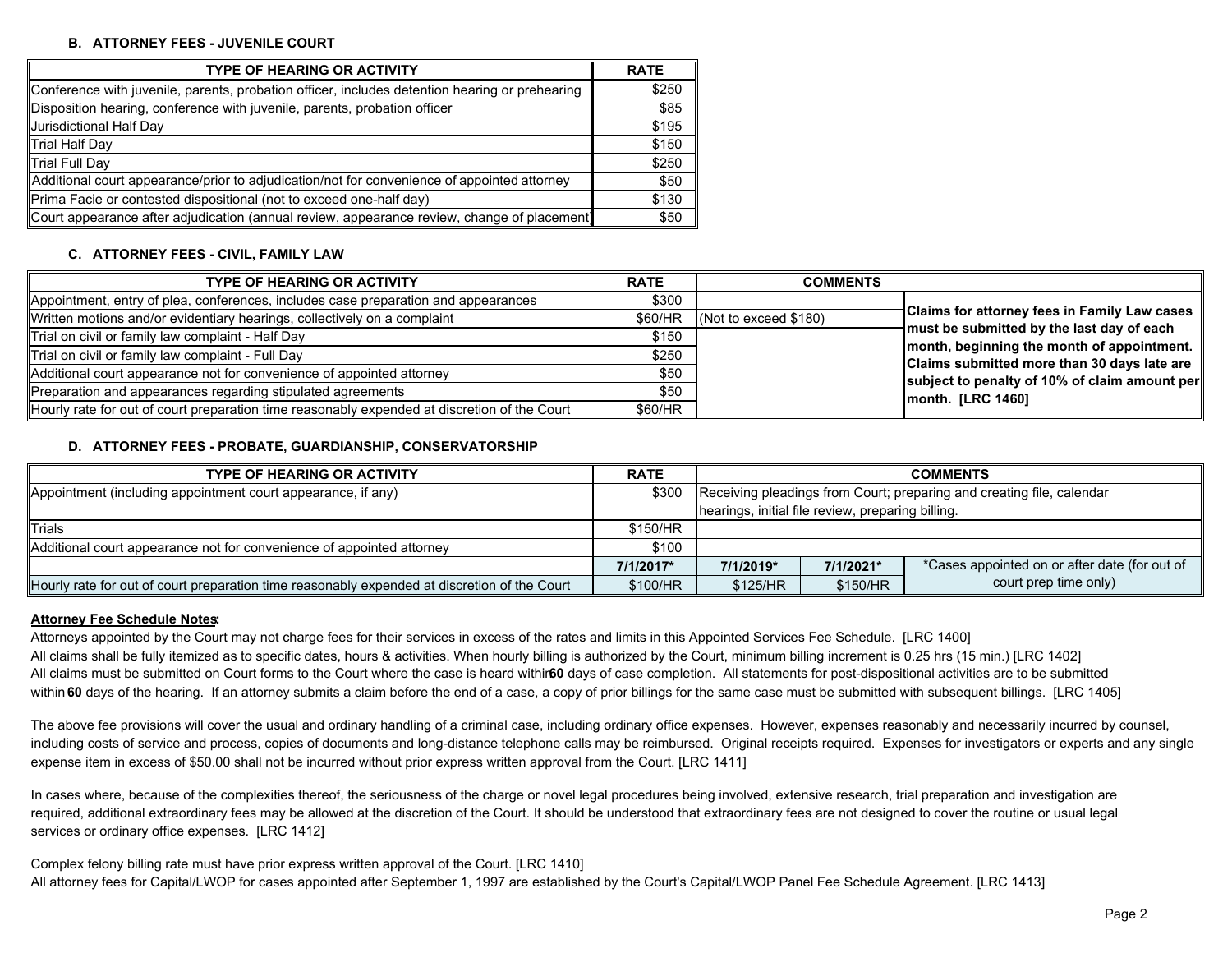### B. ATTORNEY FEES - JUVENILE COURT

| TYPE OF HEARING OR ACTIVITY | RATE |
|---|---|
| Conference with juvenile, parents, probation officer, includes detention hearing or prehearing | $250 |
| Disposition hearing, conference with juvenile, parents, probation officer | $85 |
| Jurisdictional Half Day | $195 |
| Trial Half Day | $150 |
| Trial Full Day | $250 |
| Additional court appearance/prior to adjudication/not for convenience of appointed attorney | $50 |
| Prima Facie or contested dispositional (not to exceed one-half day) | $130 |
| Court appearance after adjudication (annual review, appearance review, change of placement) | $50 |

### C. ATTORNEY FEES - CIVIL, FAMILY LAW

| TYPE OF HEARING OR ACTIVITY | RATE | COMMENTS | |
|---|---|---|---|
| Appointment, entry of plea, conferences, includes case preparation and appearances | $300 | | **Claims for attorney fees in Family Law cases must be submitted by the last day of each month, beginning the month of appointment. Claims submitted more than 30 days late are subject to penalty of 10% of claim amount per month. [LRC 1460]** |
| Written motions and/or evidentiary hearings, collectively on a complaint | $60/HR | (Not to exceed $180) | |
| Trial on civil or family law complaint - Half Day | $150 | | |
| Trial on civil or family law complaint - Full Day | $250 | | |
| Additional court appearance not for convenience of appointed attorney | $50 | | |
| Preparation and appearances regarding stipulated agreements | $50 | | |
| Hourly rate for out of court preparation time reasonably expended at discretion of the Court | $60/HR | | |

### D. ATTORNEY FEES - PROBATE, GUARDIANSHIP, CONSERVATORSHIP

| TYPE OF HEARING OR ACTIVITY | RATE | COMMENTS | | |
|---|---|---|---|---|
| Appointment (including appointment court appearance, if any) | $300 | Receiving pleadings from Court; preparing and creating file, calendar hearings, initial file review, preparing billing. | | |
| Trials | $150/HR | | | |
| Additional court appearance not for convenience of appointed attorney | $100 | | | |
| | **7/1/2017*** | **7/1/2019*** | **7/1/2021*** | *Cases appointed on or after date (for out of court prep time only) |
| Hourly rate for out of court preparation time reasonably expended at discretion of the Court | $100/HR | $125/HR | $150/HR | |

**Attorney Fee Schedule Notes:**

Attorneys appointed by the Court may not charge fees for their services in excess of the rates and limits in this Appointed Services Fee Schedule. [LRC 1400]

All claims shall be fully itemized as to specific dates, hours & activities. When hourly billing is authorized by the Court, minimum billing increment is 0.25 hrs (15 min.) [LRC 1402]

All claims must be submitted on Court forms to the Court where the case is heard within **60** days of case completion. All statements for post-dispositional activities are to be submitted within **60** days of the hearing. If an attorney submits a claim before the end of a case, a copy of prior billings for the same case must be submitted with subsequent billings. [LRC 1405]

The above fee provisions will cover the usual and ordinary handling of a criminal case, including ordinary office expenses. However, expenses reasonably and necessarily incurred by counsel, including costs of service and process, copies of documents and long-distance telephone calls may be reimbursed. Original receipts required. Expenses for investigators or experts and any single expense item in excess of $50.00 shall not be incurred without prior express written approval from the Court. [LRC 1411]

In cases where, because of the complexities thereof, the seriousness of the charge or novel legal procedures being involved, extensive research, trial preparation and investigation are required, additional extraordinary fees may be allowed at the discretion of the Court. It should be understood that extraordinary fees are not designed to cover the routine or usual legal services or ordinary office expenses. [LRC 1412]

Complex felony billing rate must have prior express written approval of the Court. [LRC 1410]

All attorney fees for Capital/LWOP for cases appointed after September 1, 1997 are established by the Court's Capital/LWOP Panel Fee Schedule Agreement. [LRC 1413]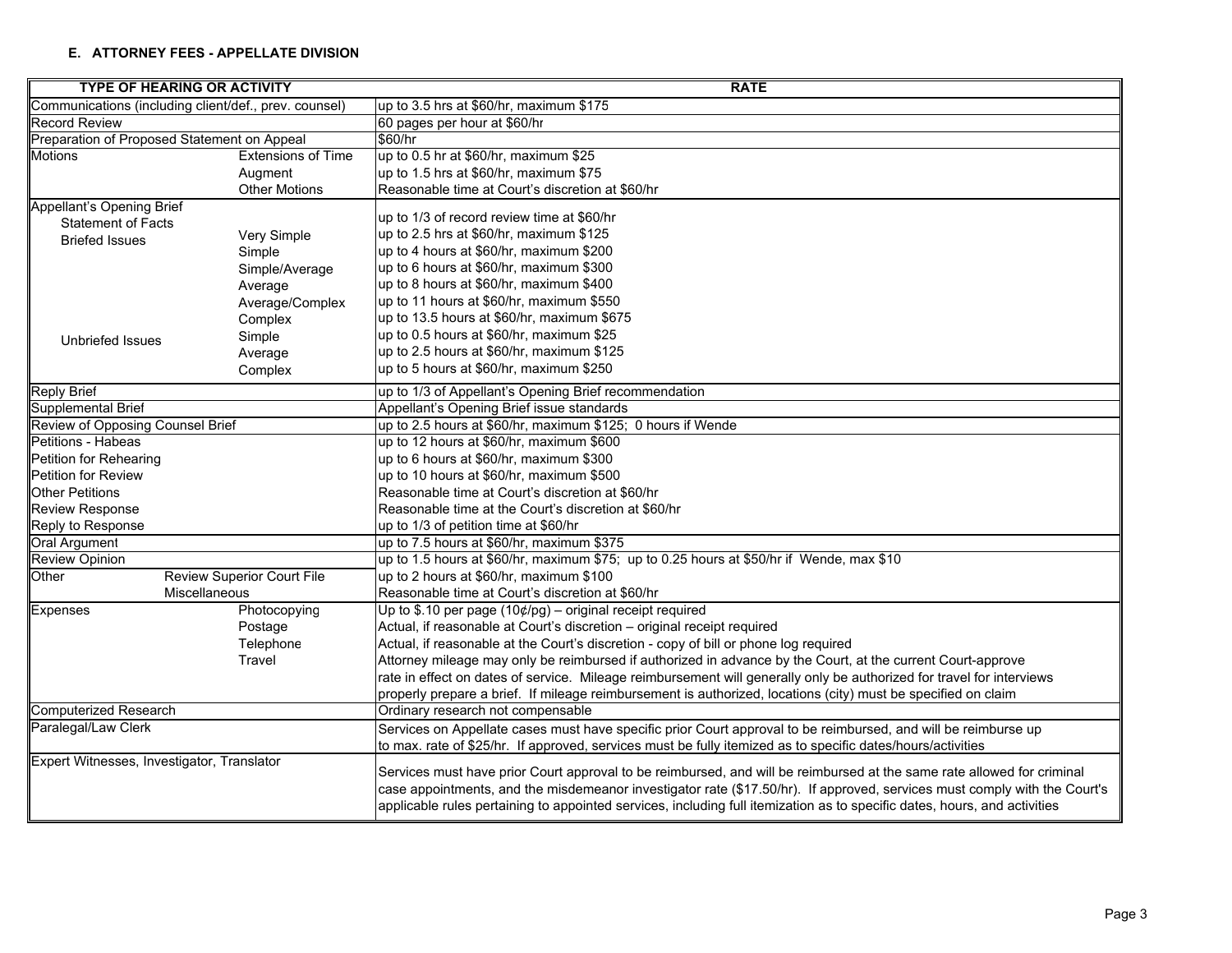#### E. ATTORNEY FEES - APPELLATE DIVISION

| TYPE OF HEARING OR ACTIVITY | | RATE |
|---|---|---|
| Communications (including client/def., prev. counsel) | | up to 3.5 hrs at $60/hr, maximum $175 |
| Record Review | | 60 pages per hour at $60/hr |
| Preparation of Proposed Statement on Appeal | | $60/hr |
| Motions | Extensions of Time | up to 0.5 hr at $60/hr, maximum $25 |
| | Augment | up to 1.5 hrs at $60/hr, maximum $75 |
| | Other Motions | Reasonable time at Court's discretion at $60/hr |
| Appellant's Opening Brief | | |
| Statement of Facts | | up to 1/3 of record review time at $60/hr |
| Briefed Issues | Very Simple | up to 2.5 hrs at $60/hr, maximum $125 |
| | Simple | up to 4 hours at $60/hr, maximum $200 |
| | Simple/Average | up to 6 hours at $60/hr, maximum $300 |
| | Average | up to 8 hours at $60/hr, maximum $400 |
| | Average/Complex | up to 11 hours at $60/hr, maximum $550 |
| | Complex | up to 13.5 hours at $60/hr, maximum $675 |
| Unbriefed Issues | Simple | up to 0.5 hours at $60/hr, maximum $25 |
| | Average | up to 2.5 hours at $60/hr, maximum $125 |
| | Complex | up to 5 hours at $60/hr, maximum $250 |
| Reply Brief | | up to 1/3 of Appellant's Opening Brief recommendation |
| Supplemental Brief | | Appellant's Opening Brief issue standards |
| Review of Opposing Counsel Brief | | up to 2.5 hours at $60/hr, maximum $125; 0 hours if Wende |
| Petitions - Habeas | | up to 12 hours at $60/hr, maximum $600 |
| Petition for Rehearing | | up to 6 hours at $60/hr, maximum $300 |
| Petition for Review | | up to 10 hours at $60/hr, maximum $500 |
| Other Petitions | | Reasonable time at Court's discretion at $60/hr |
| Review Response | | Reasonable time at the Court's discretion at $60/hr |
| Reply to Response | | up to 1/3 of petition time at $60/hr |
| Oral Argument | | up to 7.5 hours at $60/hr, maximum $375 |
| Review Opinion | | up to 1.5 hours at $60/hr, maximum $75; up to 0.25 hours at $50/hr if Wende, max $10 |
| Other | Review Superior Court File | up to 2 hours at $60/hr, maximum $100 |
| | Miscellaneous | Reasonable time at Court's discretion at $60/hr |
| Expenses | Photocopying | Up to $.10 per page (10¢/pg) – original receipt required |
| | Postage | Actual, if reasonable at Court's discretion – original receipt required |
| | Telephone | Actual, if reasonable at the Court's discretion - copy of bill or phone log required |
| | Travel | Attorney mileage may only be reimbursed if authorized in advance by the Court, at the current Court-approve rate in effect on dates of service. Mileage reimbursement will generally only be authorized for travel for interviews properly prepare a brief. If mileage reimbursement is authorized, locations (city) must be specified on claim |
| Computerized Research | | Ordinary research not compensable |
| Paralegal/Law Clerk | | Services on Appellate cases must have specific prior Court approval to be reimbursed, and will be reimburse up to max. rate of $25/hr. If approved, services must be fully itemized as to specific dates/hours/activities |
| Expert Witnesses, Investigator, Translator | | Services must have prior Court approval to be reimbursed, and will be reimbursed at the same rate allowed for criminal case appointments, and the misdemeanor investigator rate ($17.50/hr). If approved, services must comply with the Court's applicable rules pertaining to appointed services, including full itemization as to specific dates, hours, and activities |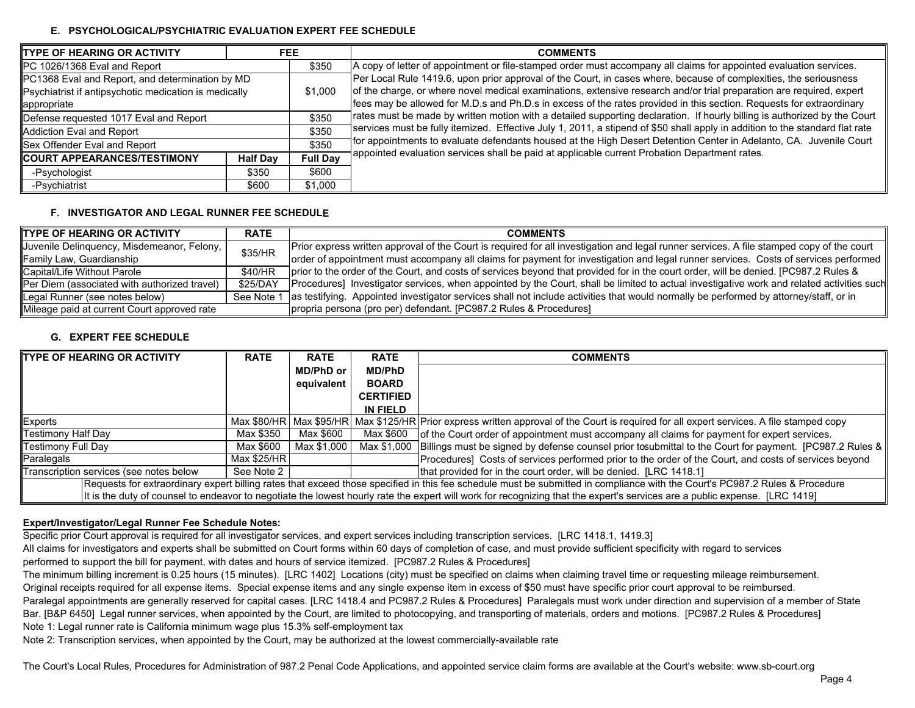### E. PSYCHOLOGICAL/PSYCHIATRIC EVALUATION EXPERT FEE SCHEDULE

| TYPE OF HEARING OR ACTIVITY | FEE | | COMMENTS |
|---|---|---|---|
| PC 1026/1368 Eval and Report | | $350 | A copy of letter of appointment or file-stamped order must accompany all claims for appointed evaluation services. Per Local Rule 1419.6, upon prior approval of the Court, in cases where, because of complexities, the seriousness of the charge, or where novel medical examinations, extensive research and/or trial preparation are required, expert fees may be allowed for M.D.s and Ph.D.s in excess of the rates provided in this section. Requests for extraordinary rates must be made by written motion with a detailed supporting declaration. If hourly billing is authorized by the Court services must be fully itemized. Effective July 1, 2011, a stipend of $50 shall apply in addition to the standard flat rate for appointments to evaluate defendants housed at the High Desert Detention Center in Adelanto, CA. Juvenile Court appointed evaluation services shall be paid at applicable current Probation Department rates. |
| PC1368 Eval and Report, and determination by MD Psychiatrist if antipsychotic medication is medically appropriate | | $1,000 | |
| Defense requested 1017 Eval and Report | | $350 | |
| Addiction Eval and Report | | $350 | |
| Sex Offender Eval and Report | | $350 | |
| **COURT APPEARANCES/TESTIMONY** | **Half Day** | **Full Day** | |
| -Psychologist | $350 | $600 | |
| -Psychiatrist | $600 | $1,000 | |

### F. INVESTIGATOR AND LEGAL RUNNER FEE SCHEDULE

| TYPE OF HEARING OR ACTIVITY | RATE | COMMENTS |
|---|---|---|
| Juvenile Delinquency, Misdemeanor, Felony, Family Law, Guardianship | $35/HR | Prior express written approval of the Court is required for all investigation and legal runner services. A file stamped copy of the court order of appointment must accompany all claims for payment for investigation and legal runner services. Costs of services performed prior to the order of the Court, and costs of services beyond that provided for in the court order, will be denied. [PC987.2 Rules & Procedures] Investigator services, when appointed by the Court, shall be limited to actual investigative work and related activities such as testifying. Appointed investigator services shall not include activities that would normally be performed by attorney/staff, or in propria persona (pro per) defendant. [PC987.2 Rules & Procedures] |
| Capital/Life Without Parole | $40/HR | |
| Per Diem (associated with authorized travel) | $25/DAY | |
| Legal Runner (see notes below) | See Note 1 | |
| Mileage paid at current Court approved rate | | |

### G. EXPERT FEE SCHEDULE

| TYPE OF HEARING OR ACTIVITY | RATE | RATE MD/PhD or equivalent | RATE MD/PhD BOARD CERTIFIED IN FIELD | COMMENTS |
|---|---|---|---|---|
| Experts | Max $80/HR | Max $95/HR | Max $125/HR | Prior express written approval of the Court is required for all expert services. A file stamped copy of the Court order of appointment must accompany all claims for payment for expert services. Billings must be signed by defense counsel prior tosubmittal to the Court for payment. [PC987.2 Rules & Procedures] Costs of services performed prior to the order of the Court, and costs of services beyond that provided for in the court order, will be denied. [LRC 1418.1] |
| Testimony Half Day | Max $350 | Max $600 | Max $600 | |
| Testimony Full Day | Max $600 | Max $1,000 | Max $1,000 | |
| Paralegals | Max $25/HR | | | |
| Transcription services (see notes below | See Note 2 | | | |
| | Requests for extraordinary expert billing rates that exceed those specified in this fee schedule must be submitted in compliance with the Court's PC987.2 Rules & Procedure It is the duty of counsel to endeavor to negotiate the lowest hourly rate the expert will work for recognizing that the expert's services are a public expense. [LRC 1419] | | | |

**Expert/Investigator/Legal Runner Fee Schedule Notes:**

Specific prior Court approval is required for all investigator services, and expert services including transcription services. [LRC 1418.1, 1419.3]

All claims for investigators and experts shall be submitted on Court forms within 60 days of completion of case, and must provide sufficient specificity with regard to services performed to support the bill for payment, with dates and hours of service itemized. [PC987.2 Rules & Procedures]

The minimum billing increment is 0.25 hours (15 minutes). [LRC 1402] Locations (city) must be specified on claims when claiming travel time or requesting mileage reimbursement.

Original receipts required for all expense items. Special expense items and any single expense item in excess of $50 must have specific prior court approval to be reimbursed.

Paralegal appointments are generally reserved for capital cases. [LRC 1418.4 and PC987.2 Rules & Procedures] Paralegals must work under direction and supervision of a member of State Bar. [B&P 6450] Legal runner services, when appointed by the Court, are limited to photocopying, and transporting of materials, orders and motions. [PC987.2 Rules & Procedures]

Note 1: Legal runner rate is California minimum wage plus 15.3% self-employment tax

Note 2: Transcription services, when appointed by the Court, may be authorized at the lowest commercially-available rate

The Court's Local Rules, Procedures for Administration of 987.2 Penal Code Applications, and appointed service claim forms are available at the Court's website: www.sb-court.org